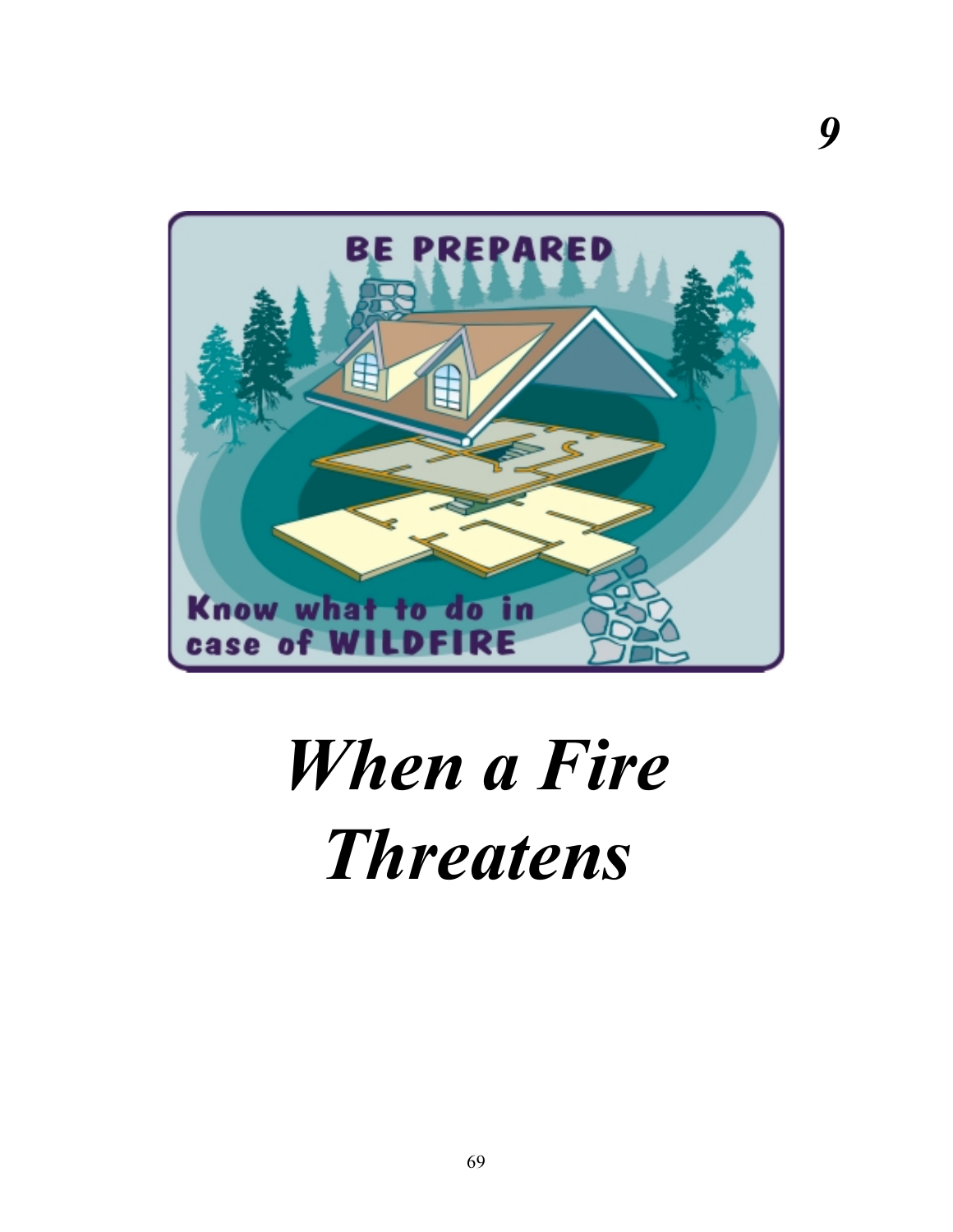9

# *When a Fire Threatens*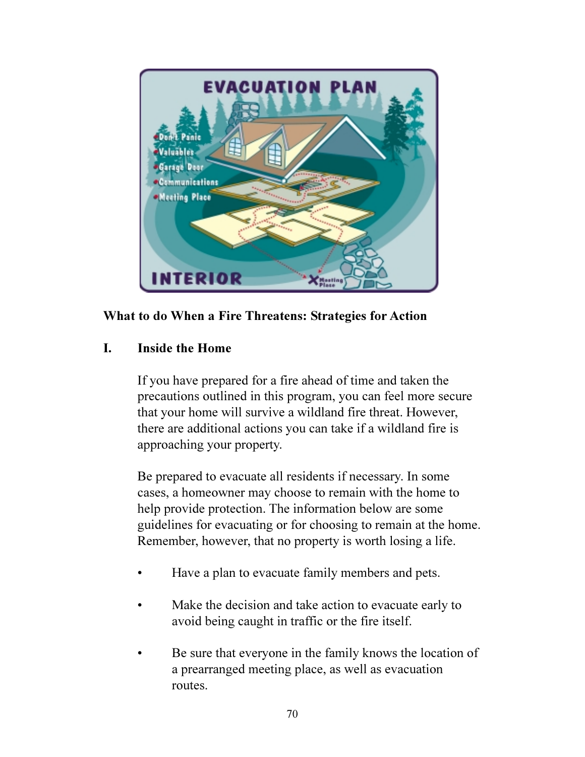## What to do When a Fire Threatens: Strategies for Action

### I. Inside the Home

If you have prepared for a fire ahead of time and taken the precautions outlined in this program, you can feel more secure that your home will survive a wildland fire threat. However, there are additional actions you can take if a wildland fire is approaching your property.

Be prepared to evacuate all residents if necessary. In some cases, a homeowner may choose to remain with the home to help provide protection. The information below are some guidelines for evacuating or for choosing to remain at the home. Remember, however, that no property is worth losing a life.

- Have a plan to evacuate family members and pets.
- Make the decision and take action to evacuate early to avoid being caught in traffic or the fire itself.
- Be sure that everyone in the family knows the location of a prearranged meeting place, as well as evacuation routes.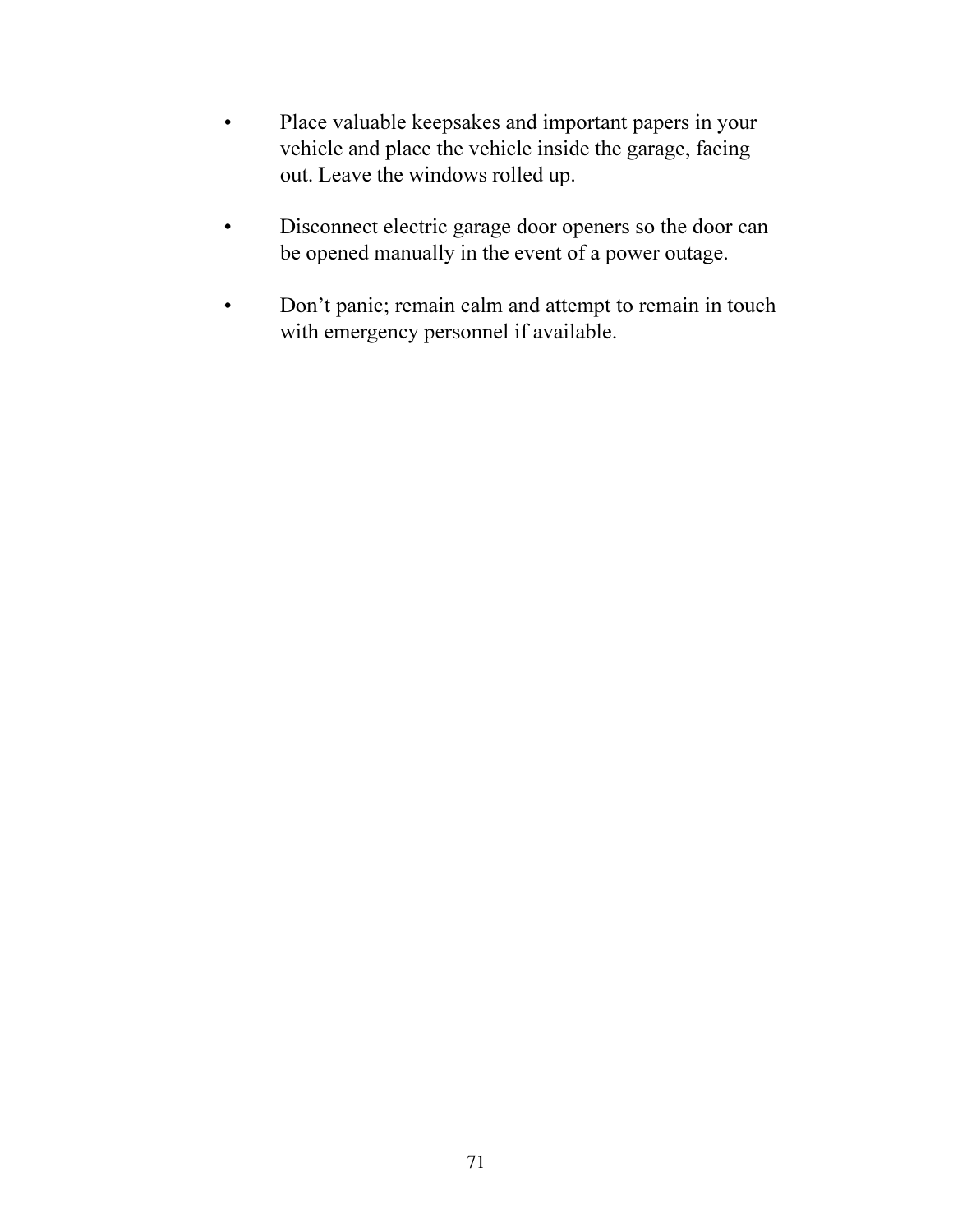- Place valuable keepsakes and important papers in your vehicle and place the vehicle inside the garage, facing out. Leave the windows rolled up.

- Disconnect electric garage door openers so the door can be opened manually in the event of a power outage.

- Don’t panic; remain calm and attempt to remain in touch with emergency personnel if available.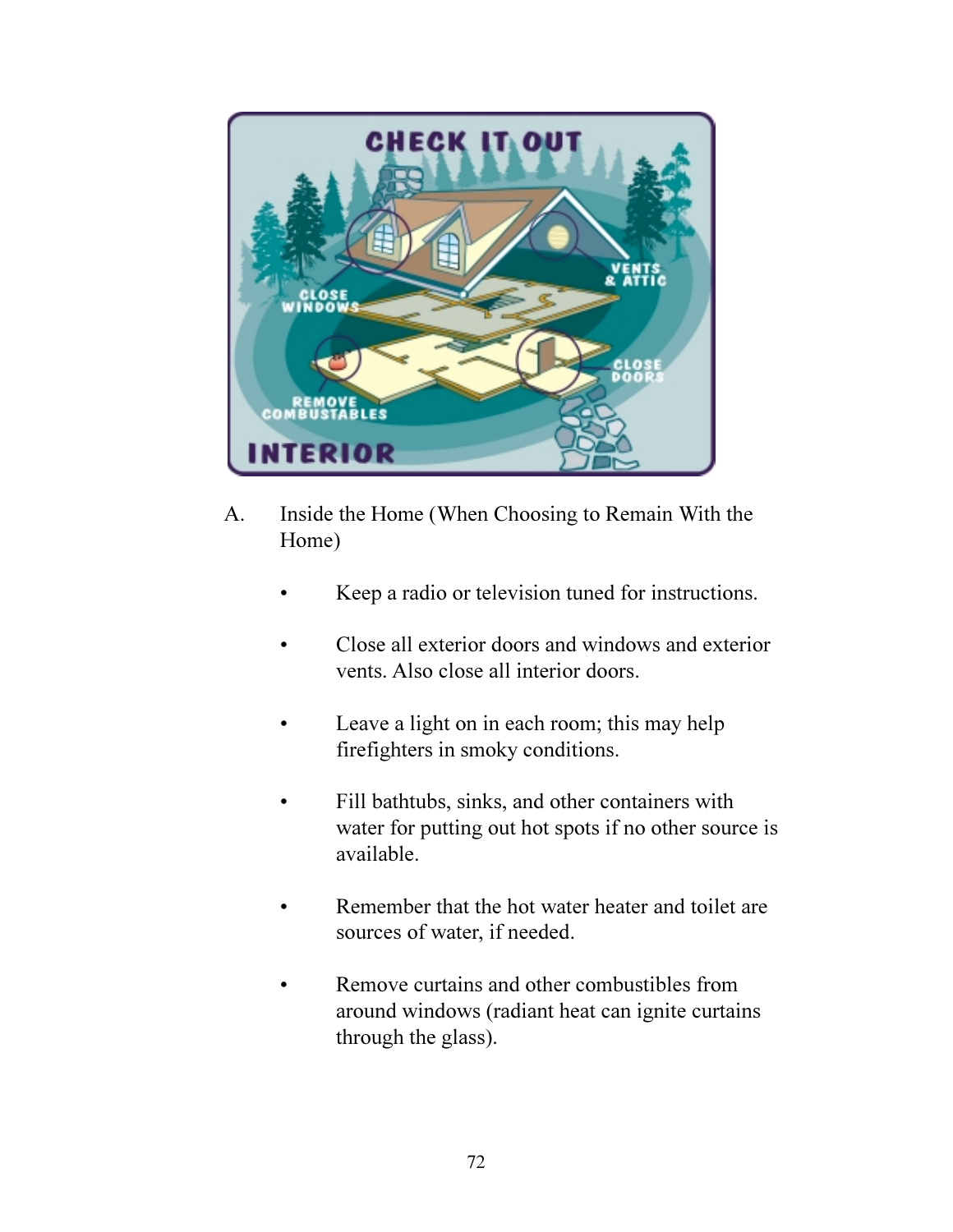A. Inside the Home (When Choosing to Remain With the Home)

- Keep a radio or television tuned for instructions.
- Close all exterior doors and windows and exterior vents. Also close all interior doors.
- Leave a light on in each room; this may help firefighters in smoky conditions.
- Fill bathtubs, sinks, and other containers with water for putting out hot spots if no other source is available.
- Remember that the hot water heater and toilet are sources of water, if needed.
- Remove curtains and other combustibles from around windows (radiant heat can ignite curtains through the glass).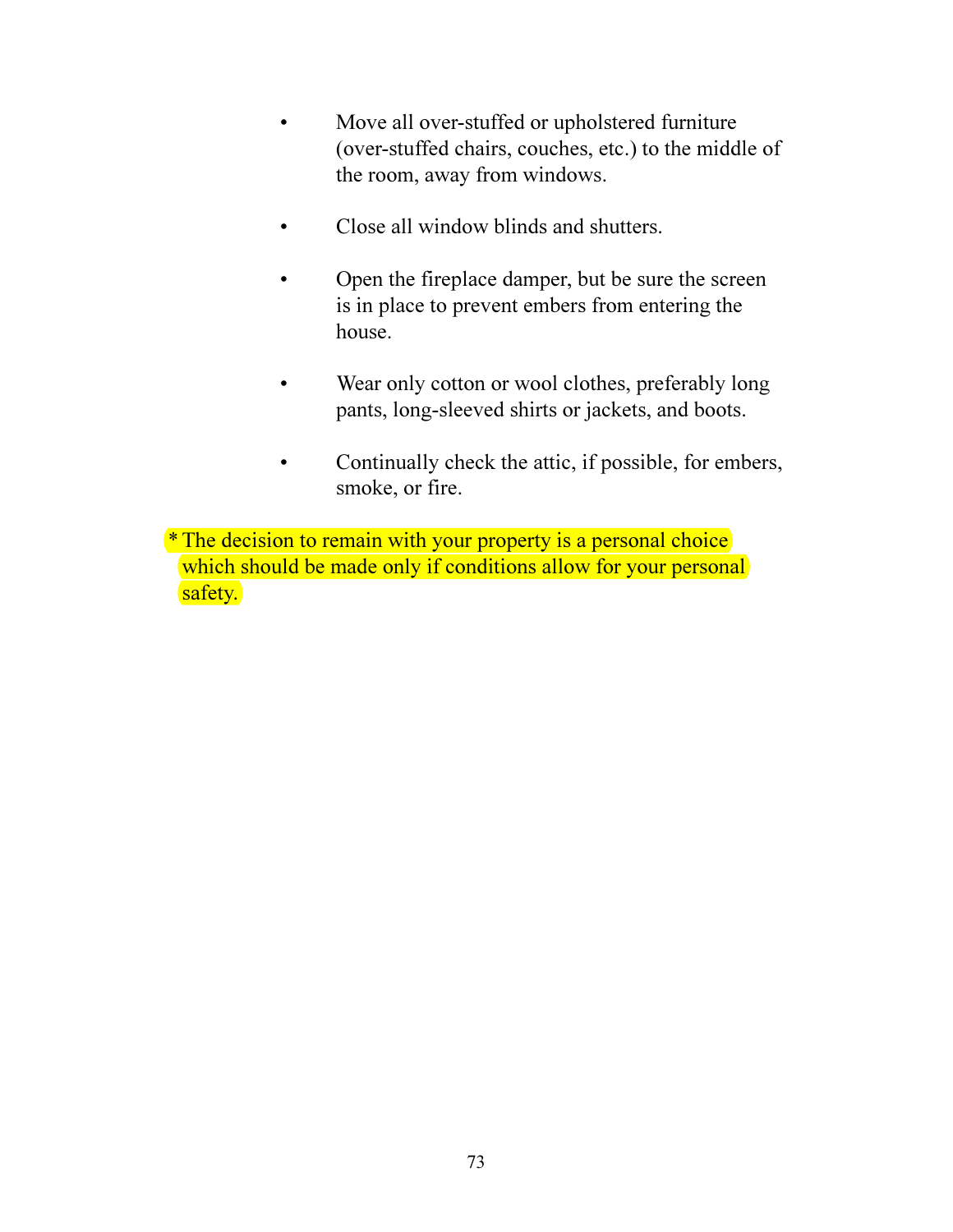- Move all over-stuffed or upholstered furniture (over-stuffed chairs, couches, etc.) to the middle of the room, away from windows.

- Close all window blinds and shutters.

- Open the fireplace damper, but be sure the screen is in place to prevent embers from entering the house.

- Wear only cotton or wool clothes, preferably long pants, long-sleeved shirts or jackets, and boots.

- Continually check the attic, if possible, for embers, smoke, or fire.

* The decision to remain with your property is a personal choice which should be made only if conditions allow for your personal safety.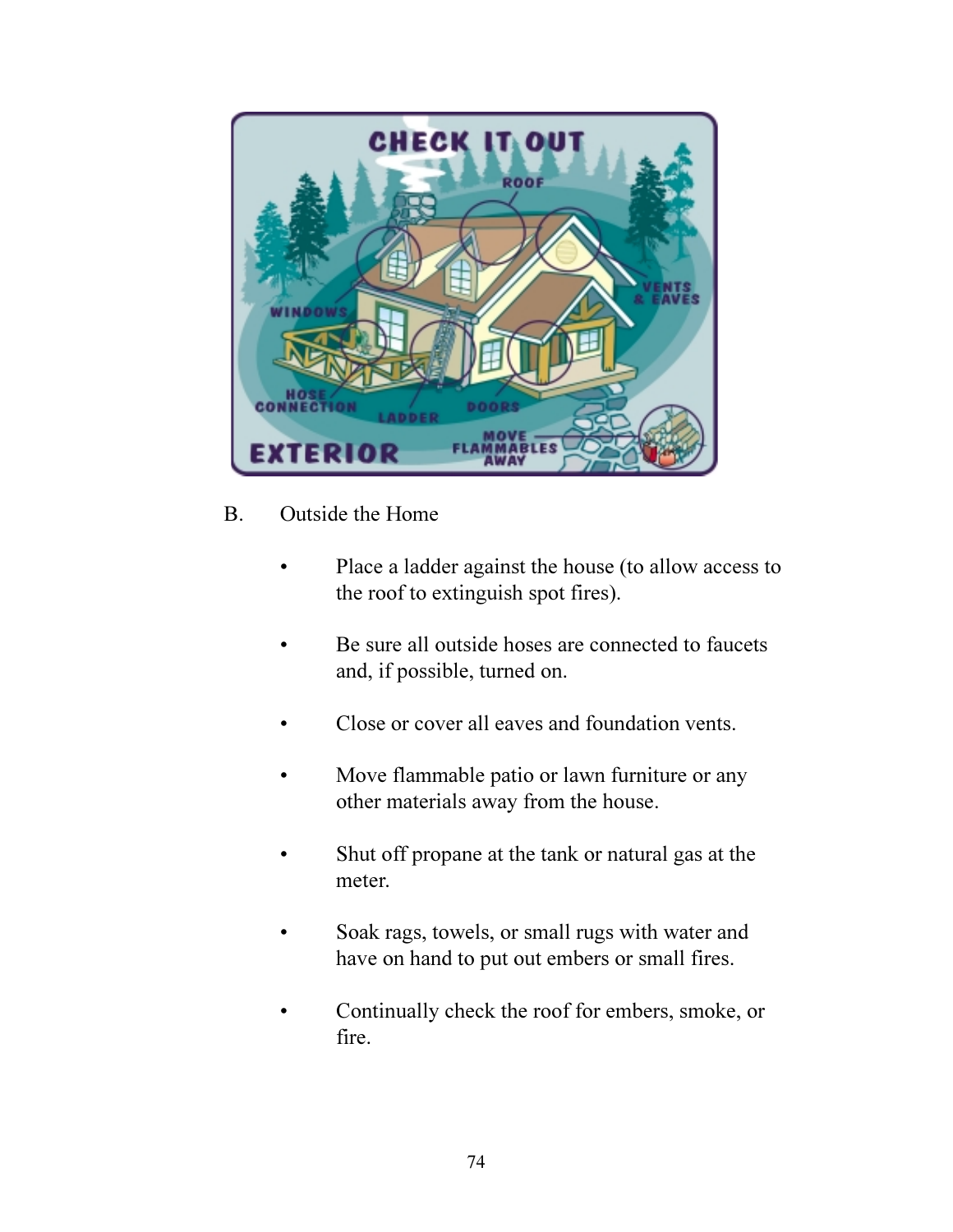B. Outside the Home

- Place a ladder against the house (to allow access to the roof to extinguish spot fires).
- Be sure all outside hoses are connected to faucets and, if possible, turned on.
- Close or cover all eaves and foundation vents.
- Move flammable patio or lawn furniture or any other materials away from the house.
- Shut off propane at the tank or natural gas at the meter.
- Soak rags, towels, or small rugs with water and have on hand to put out embers or small fires.
- Continually check the roof for embers, smoke, or fire.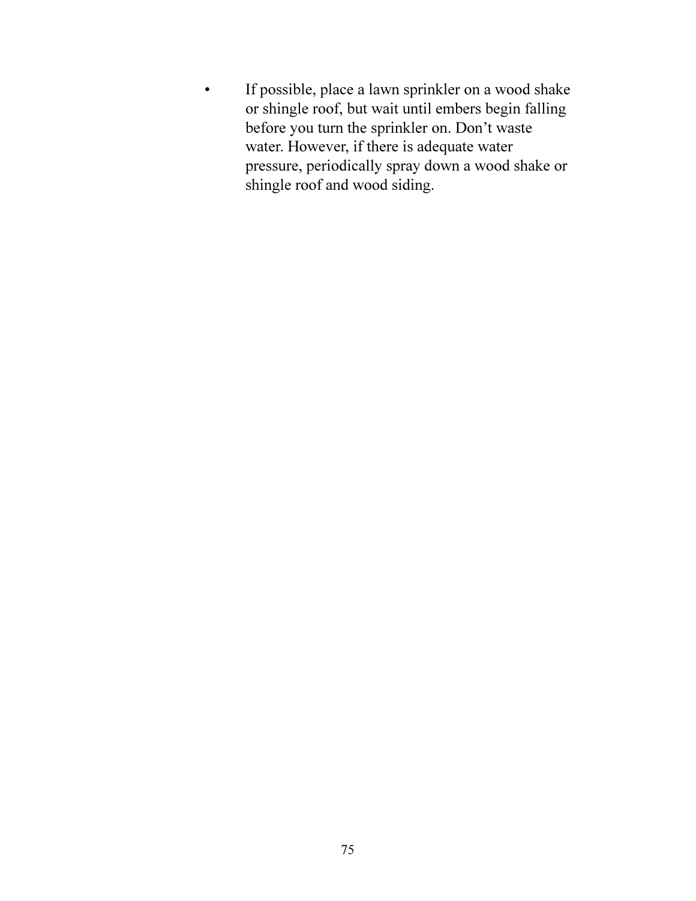- If possible, place a lawn sprinkler on a wood shake or shingle roof, but wait until embers begin falling before you turn the sprinkler on. Don’t waste water. However, if there is adequate water pressure, periodically spray down a wood shake or shingle roof and wood siding.